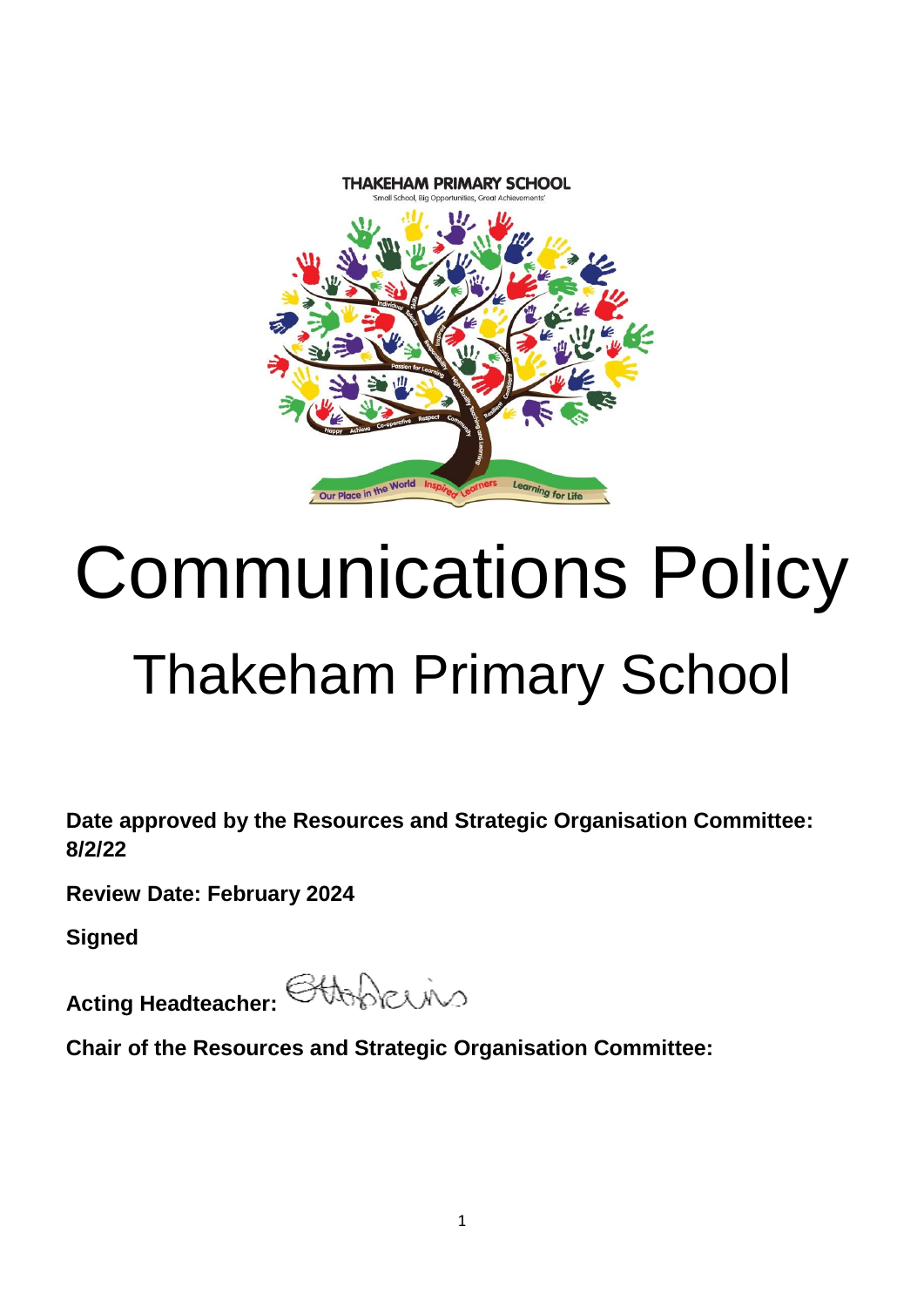THAKEHAM PRIMARY SCHOOL

'Small School, Big Opportunities, Great Achievements'

# Communications Policy

## Thakeham Primary School

**Date approved by the Resources and Strategic Organisation Committee: 8/2/22**

**Review Date: February 2024**

**Signed**

**Acting Headteacher:**

**Chair of the Resources and Strategic Organisation Committee:**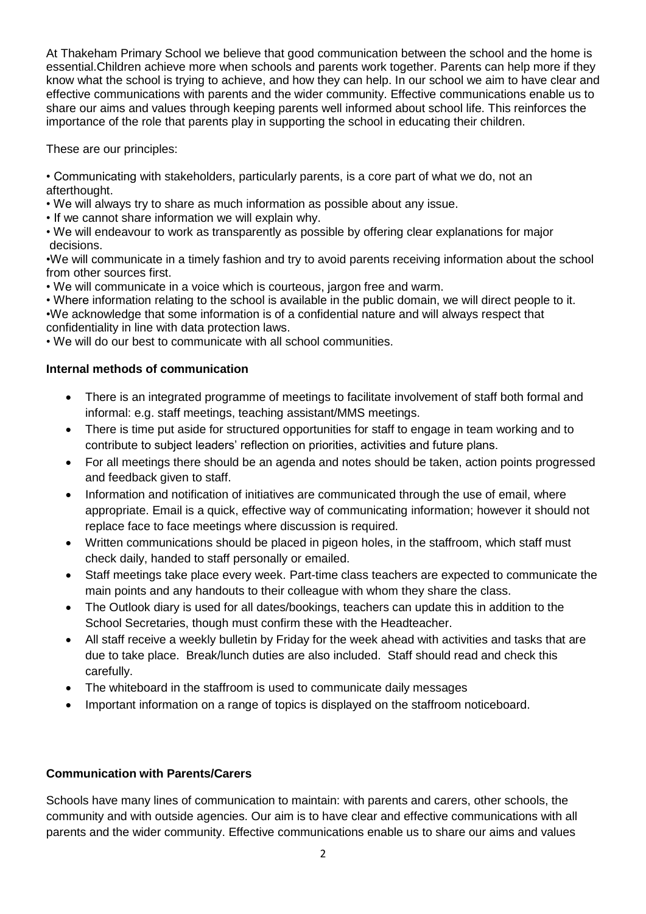At Thakeham Primary School we believe that good communication between the school and the home is essential.Children achieve more when schools and parents work together. Parents can help more if they know what the school is trying to achieve, and how they can help. In our school we aim to have clear and effective communications with parents and the wider community. Effective communications enable us to share our aims and values through keeping parents well informed about school life. This reinforces the importance of the role that parents play in supporting the school in educating their children.

These are our principles:

- Communicating with stakeholders, particularly parents, is a core part of what we do, not an afterthought.
- We will always try to share as much information as possible about any issue.
- If we cannot share information we will explain why.
- We will endeavour to work as transparently as possible by offering clear explanations for major decisions.
- We will communicate in a timely fashion and try to avoid parents receiving information about the school from other sources first.
- We will communicate in a voice which is courteous, jargon free and warm.
- Where information relating to the school is available in the public domain, we will direct people to it.
- We acknowledge that some information is of a confidential nature and will always respect that confidentiality in line with data protection laws.
- We will do our best to communicate with all school communities.

**Internal methods of communication**

- There is an integrated programme of meetings to facilitate involvement of staff both formal and informal: e.g. staff meetings, teaching assistant/MMS meetings.
- There is time put aside for structured opportunities for staff to engage in team working and to contribute to subject leaders' reflection on priorities, activities and future plans.
- For all meetings there should be an agenda and notes should be taken, action points progressed and feedback given to staff.
- Information and notification of initiatives are communicated through the use of email, where appropriate. Email is a quick, effective way of communicating information; however it should not replace face to face meetings where discussion is required.
- Written communications should be placed in pigeon holes, in the staffroom, which staff must check daily, handed to staff personally or emailed.
- Staff meetings take place every week. Part-time class teachers are expected to communicate the main points and any handouts to their colleague with whom they share the class.
- The Outlook diary is used for all dates/bookings, teachers can update this in addition to the School Secretaries, though must confirm these with the Headteacher.
- All staff receive a weekly bulletin by Friday for the week ahead with activities and tasks that are due to take place. Break/lunch duties are also included. Staff should read and check this carefully.
- The whiteboard in the staffroom is used to communicate daily messages
- Important information on a range of topics is displayed on the staffroom noticeboard.

**Communication with Parents/Carers**

Schools have many lines of communication to maintain: with parents and carers, other schools, the community and with outside agencies. Our aim is to have clear and effective communications with all parents and the wider community. Effective communications enable us to share our aims and values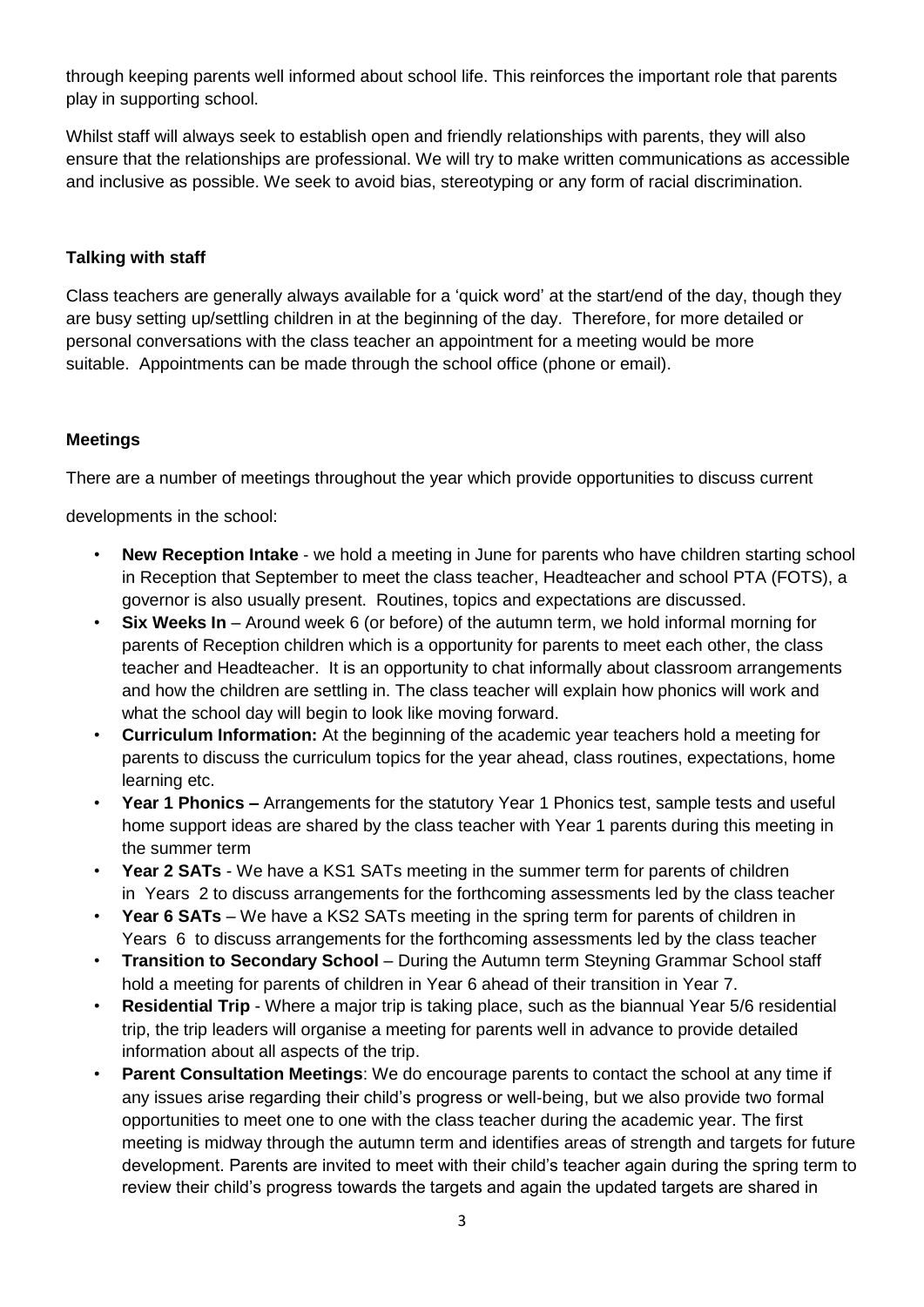through keeping parents well informed about school life. This reinforces the important role that parents play in supporting school.

Whilst staff will always seek to establish open and friendly relationships with parents, they will also ensure that the relationships are professional. We will try to make written communications as accessible and inclusive as possible. We seek to avoid bias, stereotyping or any form of racial discrimination.

**Talking with staff**

Class teachers are generally always available for a 'quick word' at the start/end of the day, though they are busy setting up/settling children in at the beginning of the day. Therefore, for more detailed or personal conversations with the class teacher an appointment for a meeting would be more suitable. Appointments can be made through the school office (phone or email).

**Meetings**

There are a number of meetings throughout the year which provide opportunities to discuss current developments in the school:

- **New Reception Intake** - we hold a meeting in June for parents who have children starting school in Reception that September to meet the class teacher, Headteacher and school PTA (FOTS), a governor is also usually present. Routines, topics and expectations are discussed.
- **Six Weeks In** – Around week 6 (or before) of the autumn term, we hold informal morning for parents of Reception children which is a opportunity for parents to meet each other, the class teacher and Headteacher. It is an opportunity to chat informally about classroom arrangements and how the children are settling in. The class teacher will explain how phonics will work and what the school day will begin to look like moving forward.
- **Curriculum Information:** At the beginning of the academic year teachers hold a meeting for parents to discuss the curriculum topics for the year ahead, class routines, expectations, home learning etc.
- **Year 1 Phonics –** Arrangements for the statutory Year 1 Phonics test, sample tests and useful home support ideas are shared by the class teacher with Year 1 parents during this meeting in the summer term
- **Year 2 SATs** - We have a KS1 SATs meeting in the summer term for parents of children in Years 2 to discuss arrangements for the forthcoming assessments led by the class teacher
- **Year 6 SATs** – We have a KS2 SATs meeting in the spring term for parents of children in Years 6 to discuss arrangements for the forthcoming assessments led by the class teacher
- **Transition to Secondary School** – During the Autumn term Steyning Grammar School staff hold a meeting for parents of children in Year 6 ahead of their transition in Year 7.
- **Residential Trip** - Where a major trip is taking place, such as the biannual Year 5/6 residential trip, the trip leaders will organise a meeting for parents well in advance to provide detailed information about all aspects of the trip.
- **Parent Consultation Meetings**: We do encourage parents to contact the school at any time if any issues arise regarding their child's progress or well-being, but we also provide two formal opportunities to meet one to one with the class teacher during the academic year. The first meeting is midway through the autumn term and identifies areas of strength and targets for future development. Parents are invited to meet with their child's teacher again during the spring term to review their child's progress towards the targets and again the updated targets are shared in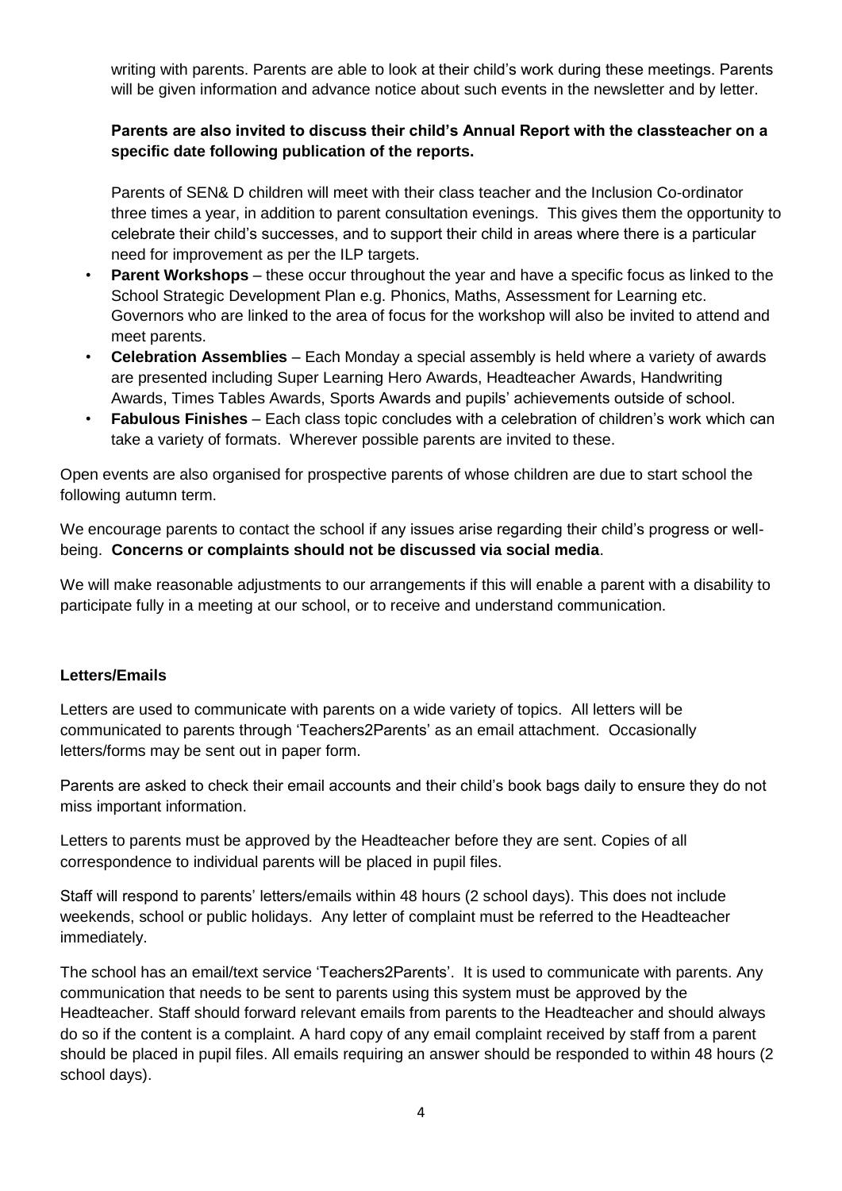writing with parents. Parents are able to look at their child's work during these meetings. Parents will be given information and advance notice about such events in the newsletter and by letter.

**Parents are also invited to discuss their child's Annual Report with the classteacher on a specific date following publication of the reports.**

Parents of SEN& D children will meet with their class teacher and the Inclusion Co-ordinator three times a year, in addition to parent consultation evenings. This gives them the opportunity to celebrate their child's successes, and to support their child in areas where there is a particular need for improvement as per the ILP targets.

- **Parent Workshops** – these occur throughout the year and have a specific focus as linked to the School Strategic Development Plan e.g. Phonics, Maths, Assessment for Learning etc. Governors who are linked to the area of focus for the workshop will also be invited to attend and meet parents.
- **Celebration Assemblies** – Each Monday a special assembly is held where a variety of awards are presented including Super Learning Hero Awards, Headteacher Awards, Handwriting Awards, Times Tables Awards, Sports Awards and pupils' achievements outside of school.
- **Fabulous Finishes** – Each class topic concludes with a celebration of children's work which can take a variety of formats. Wherever possible parents are invited to these.

Open events are also organised for prospective parents of whose children are due to start school the following autumn term.

We encourage parents to contact the school if any issues arise regarding their child's progress or well-being. **Concerns or complaints should not be discussed via social media**.

We will make reasonable adjustments to our arrangements if this will enable a parent with a disability to participate fully in a meeting at our school, or to receive and understand communication.

**Letters/Emails**

Letters are used to communicate with parents on a wide variety of topics. All letters will be communicated to parents through 'Teachers2Parents' as an email attachment. Occasionally letters/forms may be sent out in paper form.

Parents are asked to check their email accounts and their child's book bags daily to ensure they do not miss important information.

Letters to parents must be approved by the Headteacher before they are sent. Copies of all correspondence to individual parents will be placed in pupil files.

Staff will respond to parents' letters/emails within 48 hours (2 school days). This does not include weekends, school or public holidays. Any letter of complaint must be referred to the Headteacher immediately.

The school has an email/text service 'Teachers2Parents'. It is used to communicate with parents. Any communication that needs to be sent to parents using this system must be approved by the Headteacher. Staff should forward relevant emails from parents to the Headteacher and should always do so if the content is a complaint. A hard copy of any email complaint received by staff from a parent should be placed in pupil files. All emails requiring an answer should be responded to within 48 hours (2 school days).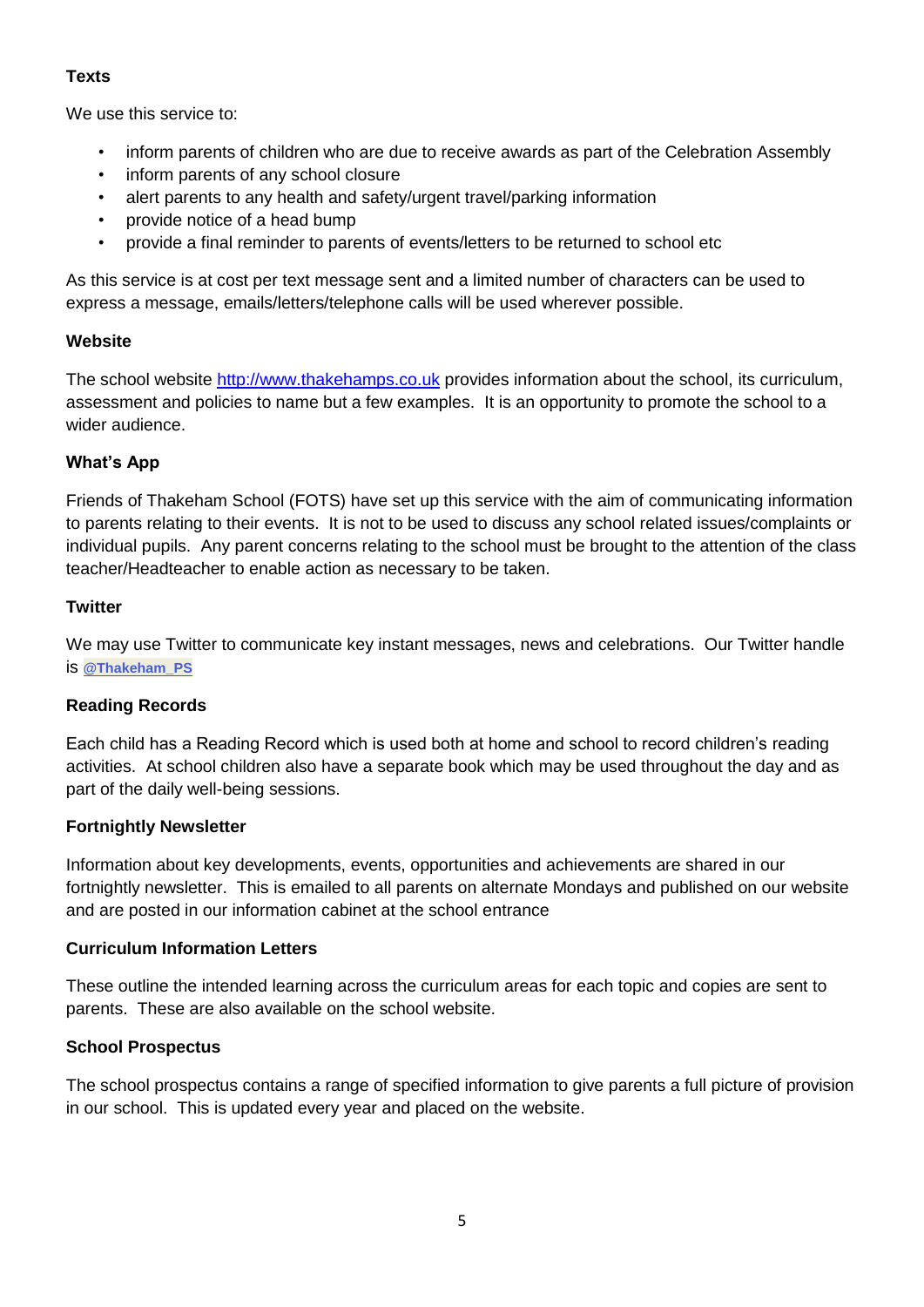**Texts**

We use this service to:

- inform parents of children who are due to receive awards as part of the Celebration Assembly
- inform parents of any school closure
- alert parents to any health and safety/urgent travel/parking information
- provide notice of a head bump
- provide a final reminder to parents of events/letters to be returned to school etc

As this service is at cost per text message sent and a limited number of characters can be used to express a message, emails/letters/telephone calls will be used wherever possible.

**Website**

The school website [http://www.thakehamps.co.uk](http://www.thakehamps.co.uk) provides information about the school, its curriculum, assessment and policies to name but a few examples. It is an opportunity to promote the school to a wider audience.

**What's App**

Friends of Thakeham School (FOTS) have set up this service with the aim of communicating information to parents relating to their events. It is not to be used to discuss any school related issues/complaints or individual pupils. Any parent concerns relating to the school must be brought to the attention of the class teacher/Headteacher to enable action as necessary to be taken.

**Twitter**

We may use Twitter to communicate key instant messages, news and celebrations. Our Twitter handle is **@Thakeham_PS**

**Reading Records**

Each child has a Reading Record which is used both at home and school to record children's reading activities. At school children also have a separate book which may be used throughout the day and as part of the daily well-being sessions.

**Fortnightly Newsletter**

Information about key developments, events, opportunities and achievements are shared in our fortnightly newsletter. This is emailed to all parents on alternate Mondays and published on our website and are posted in our information cabinet at the school entrance

**Curriculum Information Letters**

These outline the intended learning across the curriculum areas for each topic and copies are sent to parents. These are also available on the school website.

**School Prospectus**

The school prospectus contains a range of specified information to give parents a full picture of provision in our school. This is updated every year and placed on the website.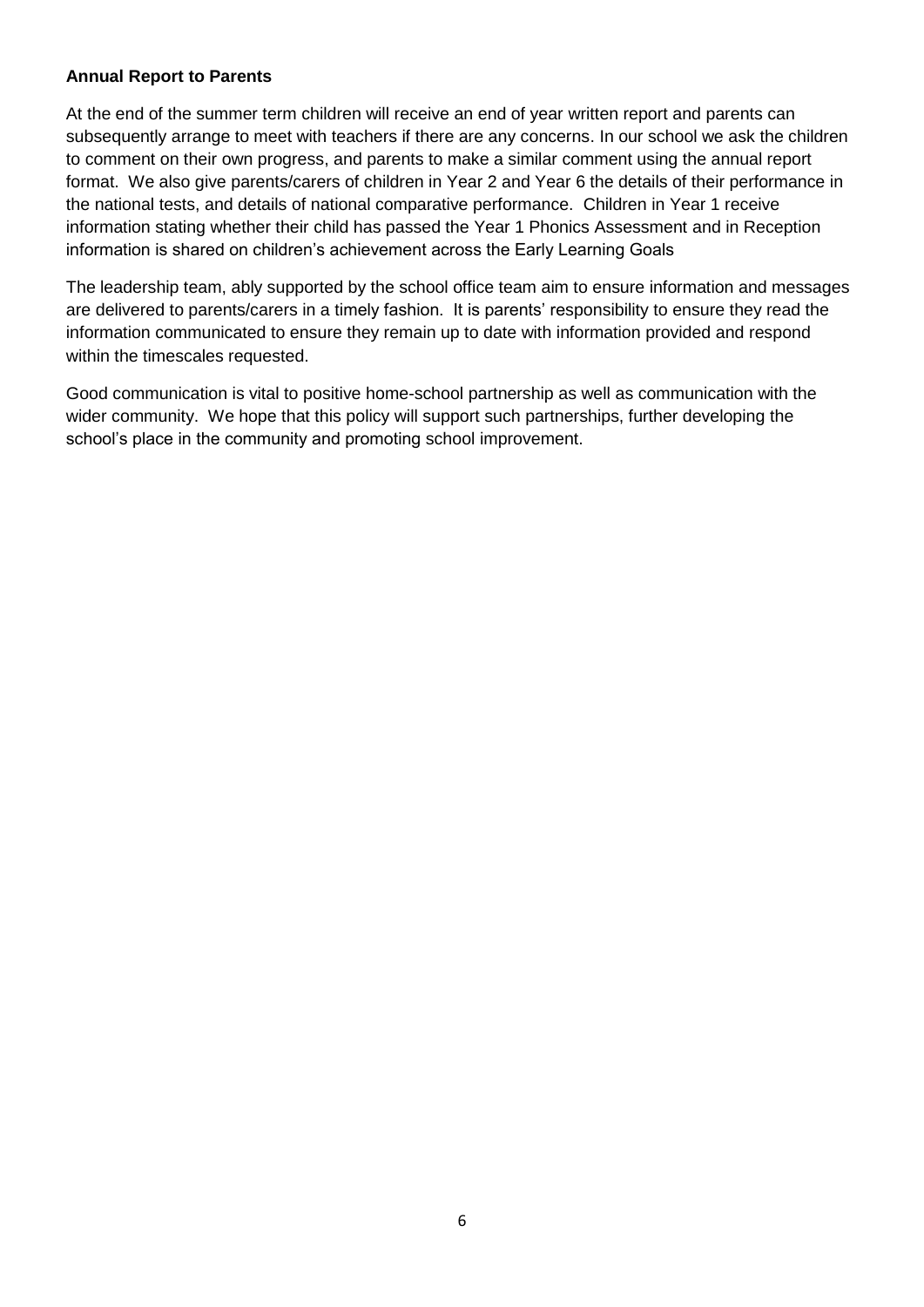**Annual Report to Parents**

At the end of the summer term children will receive an end of year written report and parents can subsequently arrange to meet with teachers if there are any concerns. In our school we ask the children to comment on their own progress, and parents to make a similar comment using the annual report format. We also give parents/carers of children in Year 2 and Year 6 the details of their performance in the national tests, and details of national comparative performance. Children in Year 1 receive information stating whether their child has passed the Year 1 Phonics Assessment and in Reception information is shared on children's achievement across the Early Learning Goals

The leadership team, ably supported by the school office team aim to ensure information and messages are delivered to parents/carers in a timely fashion. It is parents' responsibility to ensure they read the information communicated to ensure they remain up to date with information provided and respond within the timescales requested.

Good communication is vital to positive home-school partnership as well as communication with the wider community. We hope that this policy will support such partnerships, further developing the school's place in the community and promoting school improvement.